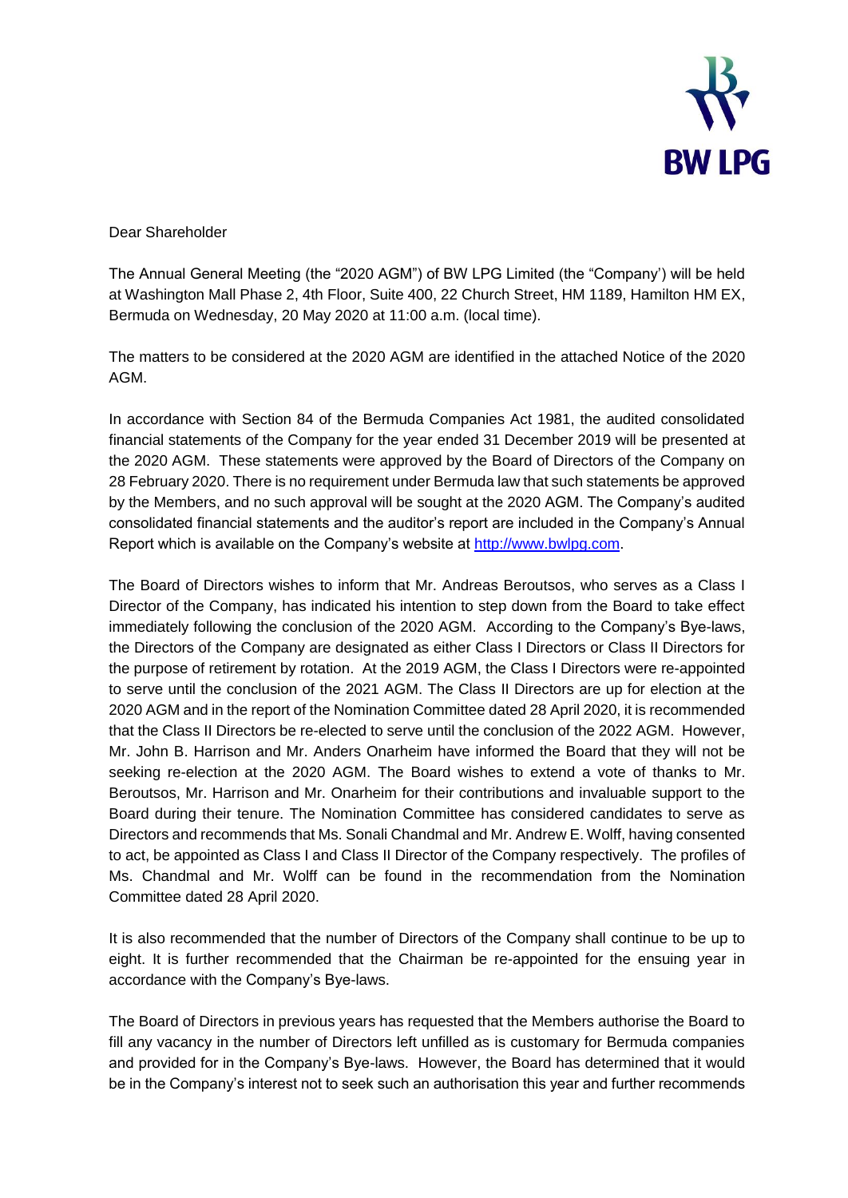Dear Shareholder

The Annual General Meeting (the "2020 AGM") of BW LPG Limited (the "Company') will be held at Washington Mall Phase 2, 4th Floor, Suite 400, 22 Church Street, HM 1189, Hamilton HM EX, Bermuda on Wednesday, 20 May 2020 at 11:00 a.m. (local time).

The matters to be considered at the 2020 AGM are identified in the attached Notice of the 2020 AGM.

In accordance with Section 84 of the Bermuda Companies Act 1981, the audited consolidated financial statements of the Company for the year ended 31 December 2019 will be presented at the 2020 AGM. These statements were approved by the Board of Directors of the Company on 28 February 2020. There is no requirement under Bermuda law that such statements be approved by the Members, and no such approval will be sought at the 2020 AGM. The Company's audited consolidated financial statements and the auditor's report are included in the Company's Annual Report which is available on the Company's website at [http://www.bwlpg.com](http://www.bwlpg.com).

The Board of Directors wishes to inform that Mr. Andreas Beroutsos, who serves as a Class I Director of the Company, has indicated his intention to step down from the Board to take effect immediately following the conclusion of the 2020 AGM. According to the Company's Bye-laws, the Directors of the Company are designated as either Class I Directors or Class II Directors for the purpose of retirement by rotation. At the 2019 AGM, the Class I Directors were re-appointed to serve until the conclusion of the 2021 AGM. The Class II Directors are up for election at the 2020 AGM and in the report of the Nomination Committee dated 28 April 2020, it is recommended that the Class II Directors be re-elected to serve until the conclusion of the 2022 AGM. However, Mr. John B. Harrison and Mr. Anders Onarheim have informed the Board that they will not be seeking re-election at the 2020 AGM. The Board wishes to extend a vote of thanks to Mr. Beroutsos, Mr. Harrison and Mr. Onarheim for their contributions and invaluable support to the Board during their tenure. The Nomination Committee has considered candidates to serve as Directors and recommends that Ms. Sonali Chandmal and Mr. Andrew E. Wolff, having consented to act, be appointed as Class I and Class II Director of the Company respectively. The profiles of Ms. Chandmal and Mr. Wolff can be found in the recommendation from the Nomination Committee dated 28 April 2020.

It is also recommended that the number of Directors of the Company shall continue to be up to eight. It is further recommended that the Chairman be re-appointed for the ensuing year in accordance with the Company's Bye-laws.

The Board of Directors in previous years has requested that the Members authorise the Board to fill any vacancy in the number of Directors left unfilled as is customary for Bermuda companies and provided for in the Company's Bye-laws. However, the Board has determined that it would be in the Company's interest not to seek such an authorisation this year and further recommends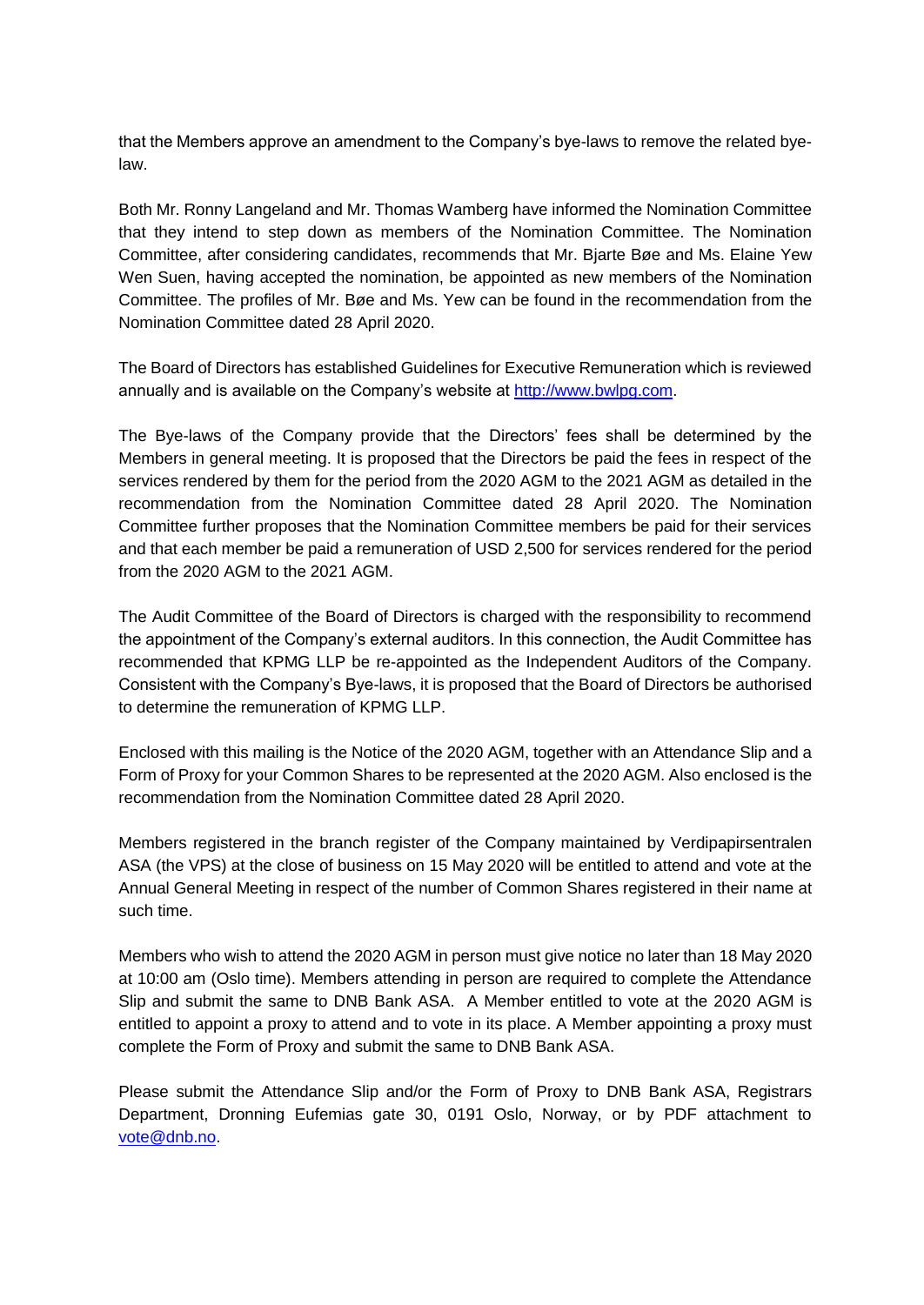that the Members approve an amendment to the Company's bye-laws to remove the related bye-law.

Both Mr. Ronny Langeland and Mr. Thomas Wamberg have informed the Nomination Committee that they intend to step down as members of the Nomination Committee. The Nomination Committee, after considering candidates, recommends that Mr. Bjarte Bøe and Ms. Elaine Yew Wen Suen, having accepted the nomination, be appointed as new members of the Nomination Committee. The profiles of Mr. Bøe and Ms. Yew can be found in the recommendation from the Nomination Committee dated 28 April 2020.

The Board of Directors has established Guidelines for Executive Remuneration which is reviewed annually and is available on the Company's website at [http://www.bwlpg.com](http://www.bwlpg.com).

The Bye-laws of the Company provide that the Directors' fees shall be determined by the Members in general meeting. It is proposed that the Directors be paid the fees in respect of the services rendered by them for the period from the 2020 AGM to the 2021 AGM as detailed in the recommendation from the Nomination Committee dated 28 April 2020. The Nomination Committee further proposes that the Nomination Committee members be paid for their services and that each member be paid a remuneration of USD 2,500 for services rendered for the period from the 2020 AGM to the 2021 AGM.

The Audit Committee of the Board of Directors is charged with the responsibility to recommend the appointment of the Company's external auditors. In this connection, the Audit Committee has recommended that KPMG LLP be re-appointed as the Independent Auditors of the Company. Consistent with the Company's Bye-laws, it is proposed that the Board of Directors be authorised to determine the remuneration of KPMG LLP.

Enclosed with this mailing is the Notice of the 2020 AGM, together with an Attendance Slip and a Form of Proxy for your Common Shares to be represented at the 2020 AGM. Also enclosed is the recommendation from the Nomination Committee dated 28 April 2020.

Members registered in the branch register of the Company maintained by Verdipapirsentralen ASA (the VPS) at the close of business on 15 May 2020 will be entitled to attend and vote at the Annual General Meeting in respect of the number of Common Shares registered in their name at such time.

Members who wish to attend the 2020 AGM in person must give notice no later than 18 May 2020 at 10:00 am (Oslo time). Members attending in person are required to complete the Attendance Slip and submit the same to DNB Bank ASA. A Member entitled to vote at the 2020 AGM is entitled to appoint a proxy to attend and to vote in its place. A Member appointing a proxy must complete the Form of Proxy and submit the same to DNB Bank ASA.

Please submit the Attendance Slip and/or the Form of Proxy to DNB Bank ASA, Registrars Department, Dronning Eufemias gate 30, 0191 Oslo, Norway, or by PDF attachment to [vote@dnb.no](mailto:vote@dnb.no).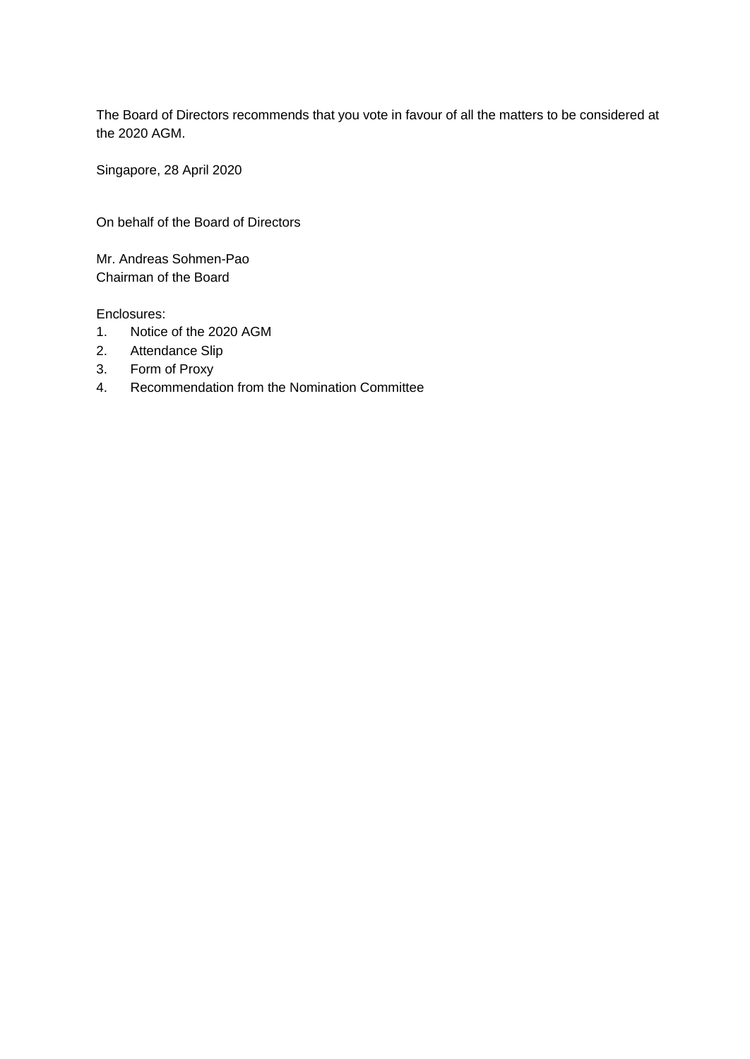The Board of Directors recommends that you vote in favour of all the matters to be considered at the 2020 AGM.

Singapore, 28 April 2020

On behalf of the Board of Directors

Mr. Andreas Sohmen-Pao
Chairman of the Board

Enclosures:

1. Notice of the 2020 AGM
2. Attendance Slip
3. Form of Proxy
4. Recommendation from the Nomination Committee